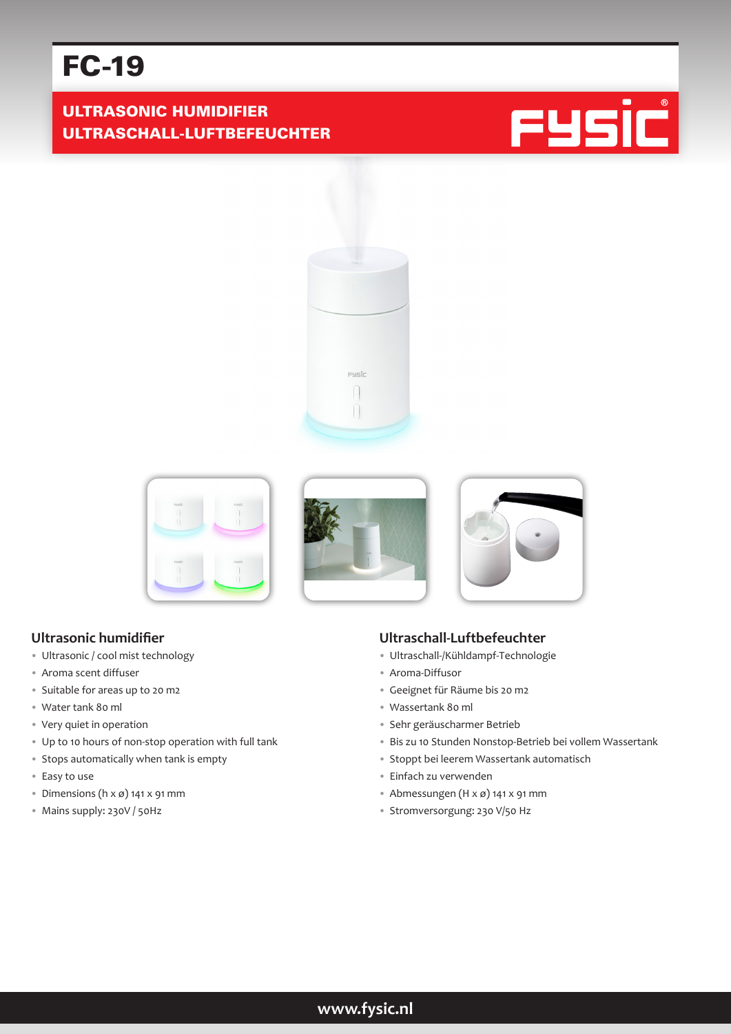# FC-19

## ULTRASONIC HUMIDIFIER
## ULTRASCHALL-LUFTBEFEUCHTER

FYSIC®

### Ultrasonic humidifier

- Ultrasonic / cool mist technology
- Aroma scent diffuser
- Suitable for areas up to 20 m2
- Water tank 80 ml
- Very quiet in operation
- Up to 10 hours of non-stop operation with full tank
- Stops automatically when tank is empty
- Easy to use
- Dimensions (h x ø) 141 x 91 mm
- Mains supply: 230V / 50Hz

### Ultraschall-Luftbefeuchter

- Ultraschall-/Kühldampf-Technologie
- Aroma-Diffusor
- Geeignet für Räume bis 20 m2
- Wassertank 80 ml
- Sehr geräuscharmer Betrieb
- Bis zu 10 Stunden Nonstop-Betrieb bei vollem Wassertank
- Stoppt bei leerem Wassertank automatisch
- Einfach zu verwenden
- Abmessungen (H x ø) 141 x 91 mm
- Stromversorgung: 230 V/50 Hz

www.fysic.nl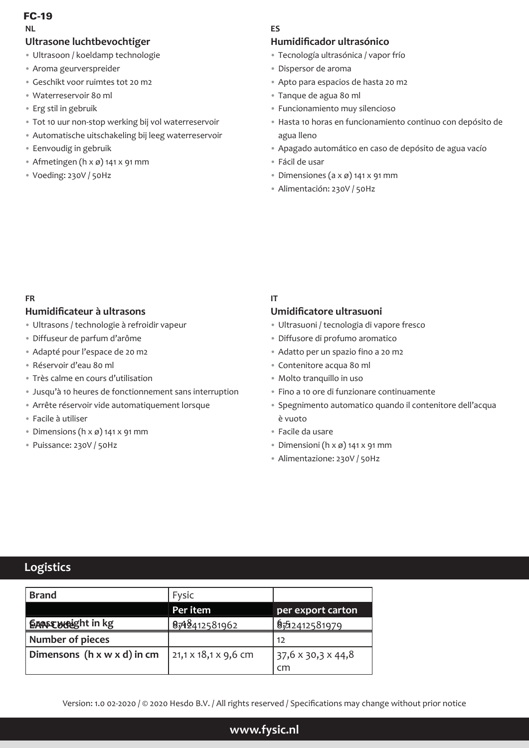**FC-19**

NL

### Ultrasone luchtbevochtiger

- Ultrasoon / koeldamp technologie
- Aroma geurverspreider
- Geschikt voor ruimtes tot 20 m2
- Waterreservoir 80 ml
- Erg stil in gebruik
- Tot 10 uur non-stop werking bij vol waterreservoir
- Automatische uitschakeling bij leeg waterreservoir
- Eenvoudig in gebruik
- Afmetingen (h x ø) 141 x 91 mm
- Voeding: 230V / 50Hz

ES

### Humidificador ultrasónico

- Tecnología ultrasónica / vapor frío
- Dispersor de aroma
- Apto para espacios de hasta 20 m2
- Tanque de agua 80 ml
- Funcionamiento muy silencioso
- Hasta 10 horas en funcionamiento continuo con depósito de agua lleno
- Apagado automático en caso de depósito de agua vacío
- Fácil de usar
- Dimensiones (a x ø) 141 x 91 mm
- Alimentación: 230V / 50Hz

FR

### Humidificateur à ultrasons

- Ultrasons / technologie à refroidir vapeur
- Diffuseur de parfum d'arôme
- Adapté pour l'espace de 20 m2
- Réservoir d'eau 80 ml
- Très calme en cours d'utilisation
- Jusqu'à 10 heures de fonctionnement sans interruption
- Arrête réservoir vide automatiquement lorsque
- Facile à utiliser
- Dimensions (h x ø) 141 x 91 mm
- Puissance: 230V / 50Hz

IT

### Umidificatore ultrasuoni

- Ultrasuoni / tecnologia di vapore fresco
- Diffusore di profumo aromatico
- Adatto per un spazio fino a 20 m2
- Contenitore acqua 80 ml
- Molto tranquillo in uso
- Fino a 10 ore di funzionare continuamente
- Spegnimento automatico quando il contenitore dell'acqua è vuoto
- Facile da usare
- Dimensioni (h x ø) 141 x 91 mm
- Alimentazione: 230V / 50Hz

## Logistics

| Brand | Fysic | |
|---|---|---|
| | **Per item** | **per export carton** |
| **EAN-Codes** | 8712412581962 | 8712412581979 |
| **Gross weight in kg** | 0,48 | 6,5 |
| **Number of pieces** | | 12 |
| **Dimensons (h x w x d) in cm** | 21,1 x 18,1 x 9,6 cm | 37,6 x 30,3 x 44,8 cm |

Version: 1.0 02-2020 / © 2020 Hesdo B.V. / All rights reserved / Specifications may change without prior notice

**www.fysic.nl**